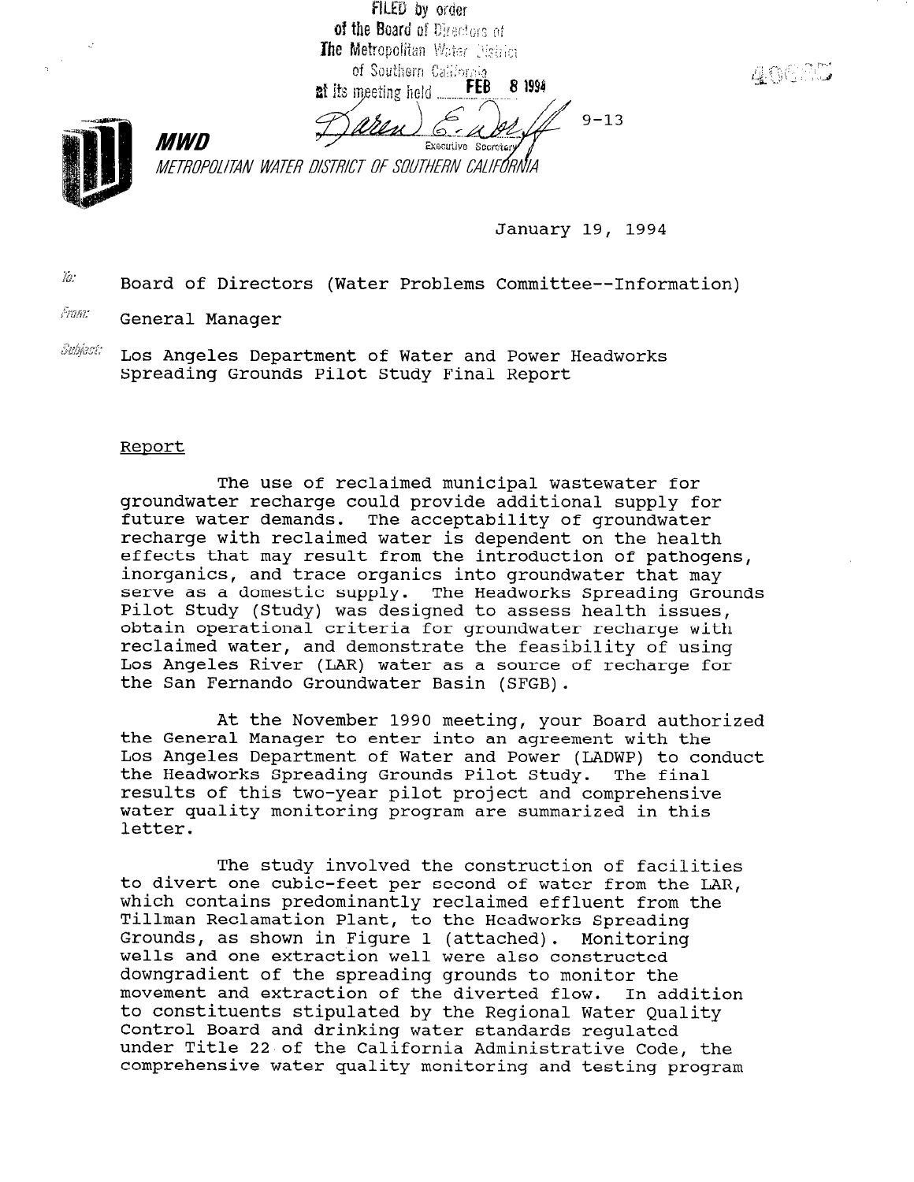FILED by order of the Board of Directors of The Metropolitan Water District of Southern California at its meeting held FEB 8 1994

Karen E. Waldorff
Executive Secretary

9-13

**MWD**

*METROPOLITAN WATER DISTRICT OF SOUTHERN CALIFORNIA*

January 19, 1994

To: Board of Directors (Water Problems Committee--Information)

From: General Manager

Subject: Los Angeles Department of Water and Power Headworks Spreading Grounds Pilot Study Final Report

## Report

The use of reclaimed municipal wastewater for groundwater recharge could provide additional supply for future water demands. The acceptability of groundwater recharge with reclaimed water is dependent on the health effects that may result from the introduction of pathogens, inorganics, and trace organics into groundwater that may serve as a domestic supply. The Headworks Spreading Grounds Pilot Study (Study) was designed to assess health issues, obtain operational criteria for groundwater recharge with reclaimed water, and demonstrate the feasibility of using Los Angeles River (LAR) water as a source of recharge for the San Fernando Groundwater Basin (SFGB).

At the November 1990 meeting, your Board authorized the General Manager to enter into an agreement with the Los Angeles Department of Water and Power (LADWP) to conduct the Headworks Spreading Grounds Pilot Study. The final results of this two-year pilot project and comprehensive water quality monitoring program are summarized in this letter.

The study involved the construction of facilities to divert one cubic-feet per second of water from the LAR, which contains predominantly reclaimed effluent from the Tillman Reclamation Plant, to the Headworks Spreading Grounds, as shown in Figure 1 (attached). Monitoring wells and one extraction well were also constructed downgradient of the spreading grounds to monitor the movement and extraction of the diverted flow. In addition to constituents stipulated by the Regional Water Quality Control Board and drinking water standards regulated under Title 22 of the California Administrative Code, the comprehensive water quality monitoring and testing program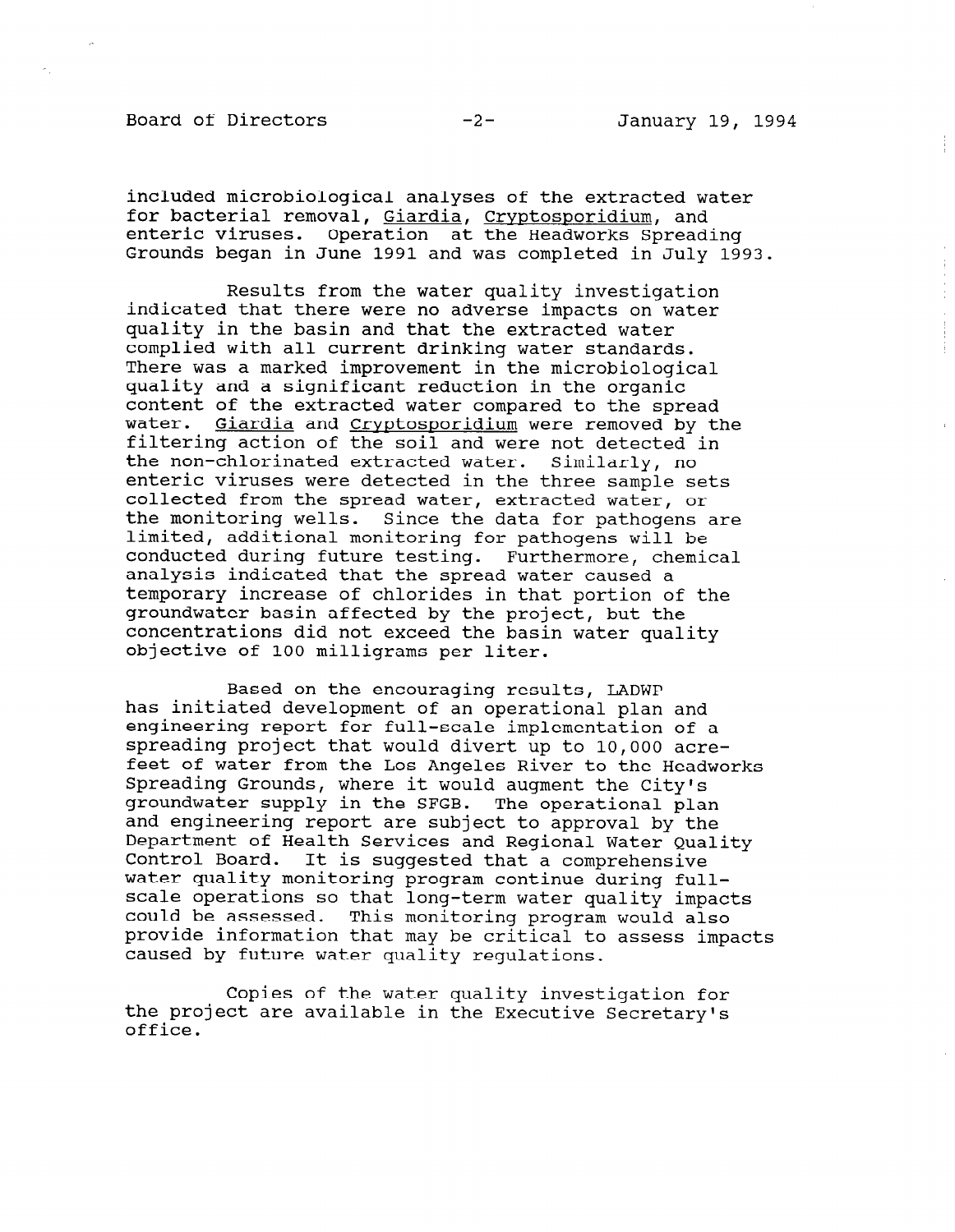included microbiological analyses of the extracted water for bacterial removal, Giardia, Cryptosporidium, and enteric viruses. Operation at the Headworks Spreading Grounds began in June 1991 and was completed in July 1993.

Results from the water quality investigation indicated that there were no adverse impacts on water quality in the basin and that the extracted water complied with all current drinking water standards. There was a marked improvement in the microbiological quality and a significant reduction in the organic content of the extracted water compared to the spread water. Giardia and Cryptosporidium were removed by the filtering action of the soil and were not detected in the non-chlorinated extracted water. Similarly, no enteric viruses were detected in the three sample sets collected from the spread water, extracted water, or the monitoring wells. Since the data for pathogens are limited, additional monitoring for pathogens will be conducted during future testing. Furthermore, chemical analysis indicated that the spread water caused a temporary increase of chlorides in that portion of the groundwater basin affected by the project, but the concentrations did not exceed the basin water quality objective of 100 milligrams per liter.

Based on the encouraging results, LADWP has initiated development of an operational plan and engineering report for full-scale implementation of a spreading project that would divert up to 10,000 acre-feet of water from the Los Angeles River to the Headworks Spreading Grounds, where it would augment the City's groundwater supply in the SFGB. The operational plan and engineering report are subject to approval by the Department of Health Services and Regional Water Quality Control Board. It is suggested that a comprehensive water quality monitoring program continue during full-scale operations so that long-term water quality impacts could be assessed. This monitoring program would also provide information that may be critical to assess impacts caused by future water quality regulations.

Copies of the water quality investigation for the project are available in the Executive Secretary's office.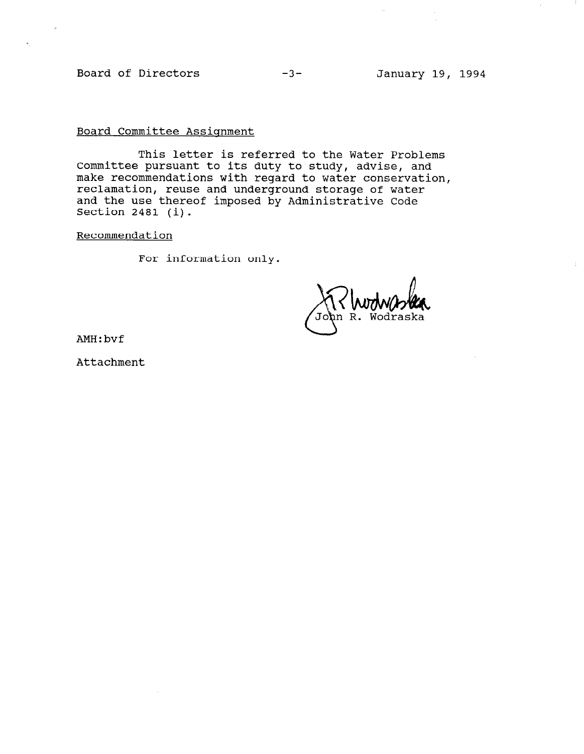Board Committee Assignment

This letter is referred to the Water Problems Committee pursuant to its duty to study, advise, and make recommendations with regard to water conservation, reclamation, reuse and underground storage of water and the use thereof imposed by Administrative Code Section 2481 (i).

Recommendation

For information only.

John R. Wodraska

AMH:bvf

Attachment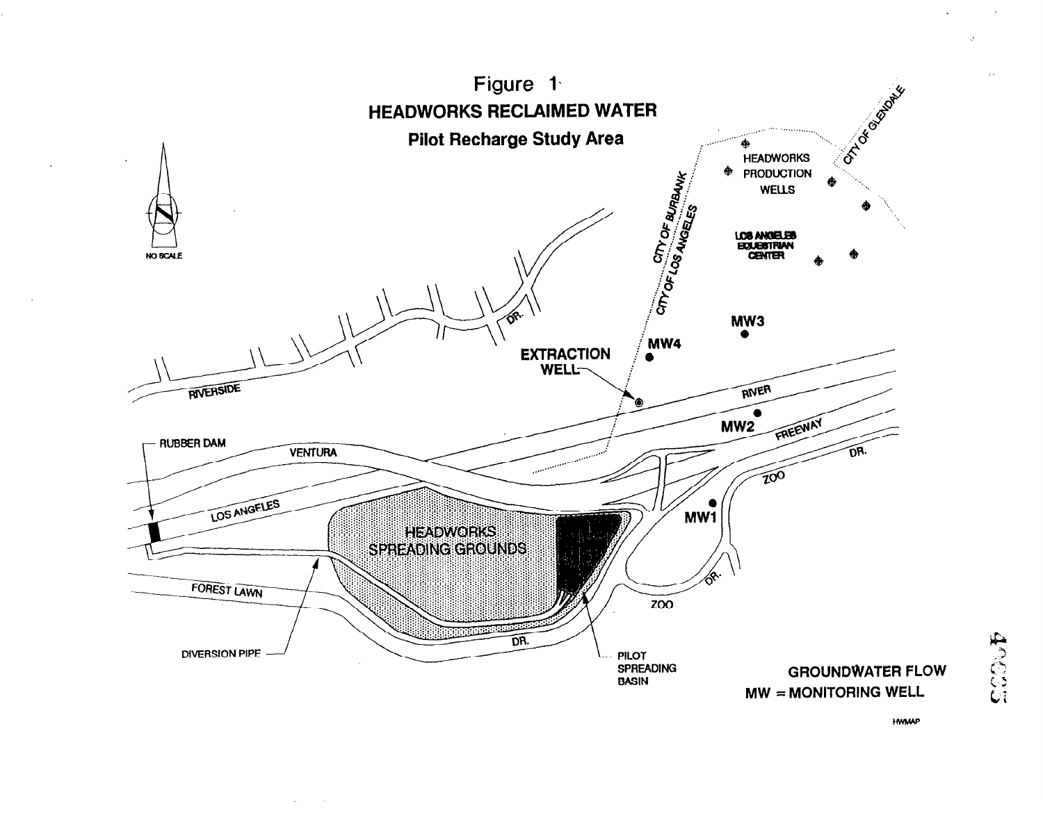# Figure 1
## HEADWORKS RECLAIMED WATER
### Pilot Recharge Study Area

NO SCALE

HEADWORKS PRODUCTION WELLS

CITY OF GLENDALE

CITY OF BURBANK

CITY OF LOS ANGELES

LOS ANGELES EQUESTRIAN CENTER

MW3

MW4

EXTRACTION WELL

RIVERSIDE

DR.

RIVER

MW2

FREEWAY

RUBBER DAM

VENTURA

ZOO

DR.

LOS ANGELES

HEADWORKS SPREADING GROUNDS

MW1

FOREST LAWN

DR.

ZOO

DR.

DIVERSION PIPE

PILOT SPREADING BASIN

GROUNDWATER FLOW

MW = MONITORING WELL

HWMAP